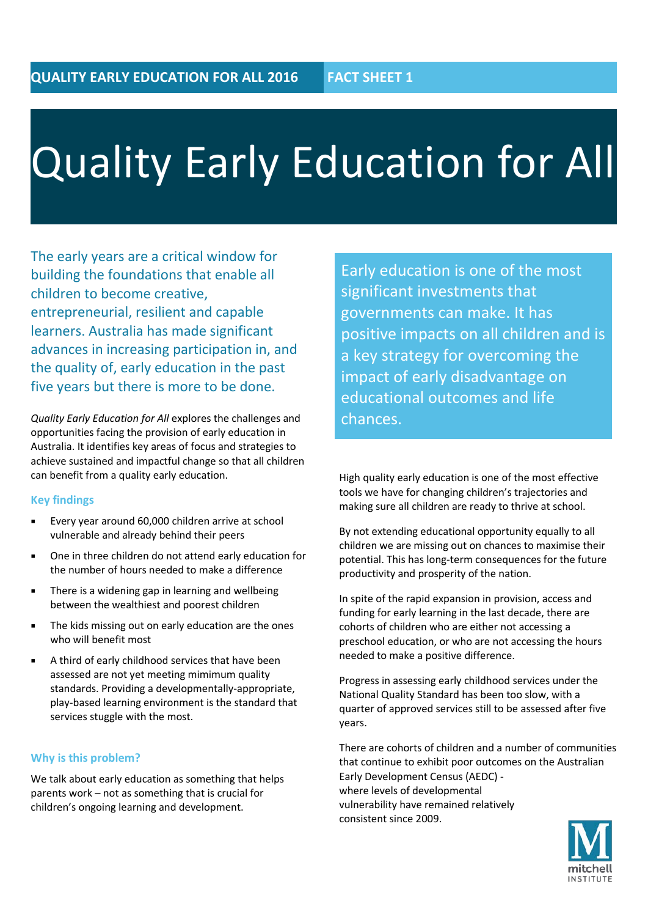QUALITY EARLY EDUCATION FOR ALL 2016 — FACT SHEET 1

# Quality Early Education for All

The early years are a critical window for building the foundations that enable all children to become creative, entrepreneurial, resilient and capable learners. Australia has made significant advances in increasing participation in, and the quality of, early education in the past five years but there is more to be done.

*Quality Early Education for All* explores the challenges and opportunities facing the provision of early education in Australia. It identifies key areas of focus and strategies to achieve sustained and impactful change so that all children can benefit from a quality early education.

### Key findings

- Every year around 60,000 children arrive at school vulnerable and already behind their peers
- One in three children do not attend early education for the number of hours needed to make a difference
- There is a widening gap in learning and wellbeing between the wealthiest and poorest children
- The kids missing out on early education are the ones who will benefit most
- A third of early childhood services that have been assessed are not yet meeting mimimum quality standards. Providing a developmentally-appropriate, play-based learning environment is the standard that services struggle with the most.

### Why is this problem?

We talk about early education as something that helps parents work – not as something that is crucial for children's ongoing learning and development.

Early education is one of the most significant investments that governments can make. It has positive impacts on all children and is a key strategy for overcoming the impact of early disadvantage on educational outcomes and life chances.

High quality early education is one of the most effective tools we have for changing children's trajectories and making sure all children are ready to thrive at school.

By not extending educational opportunity equally to all children we are missing out on chances to maximise their potential. This has long-term consequences for the future productivity and prosperity of the nation.

In spite of the rapid expansion in provision, access and funding for early learning in the last decade, there are cohorts of children who are either not accessing a preschool education, or who are not accessing the hours needed to make a positive difference.

Progress in assessing early childhood services under the National Quality Standard has been too slow, with a quarter of approved services still to be assessed after five years.

There are cohorts of children and a number of communities that continue to exhibit poor outcomes on the Australian Early Development Census (AEDC) - where levels of developmental vulnerability have remained relatively consistent since 2009.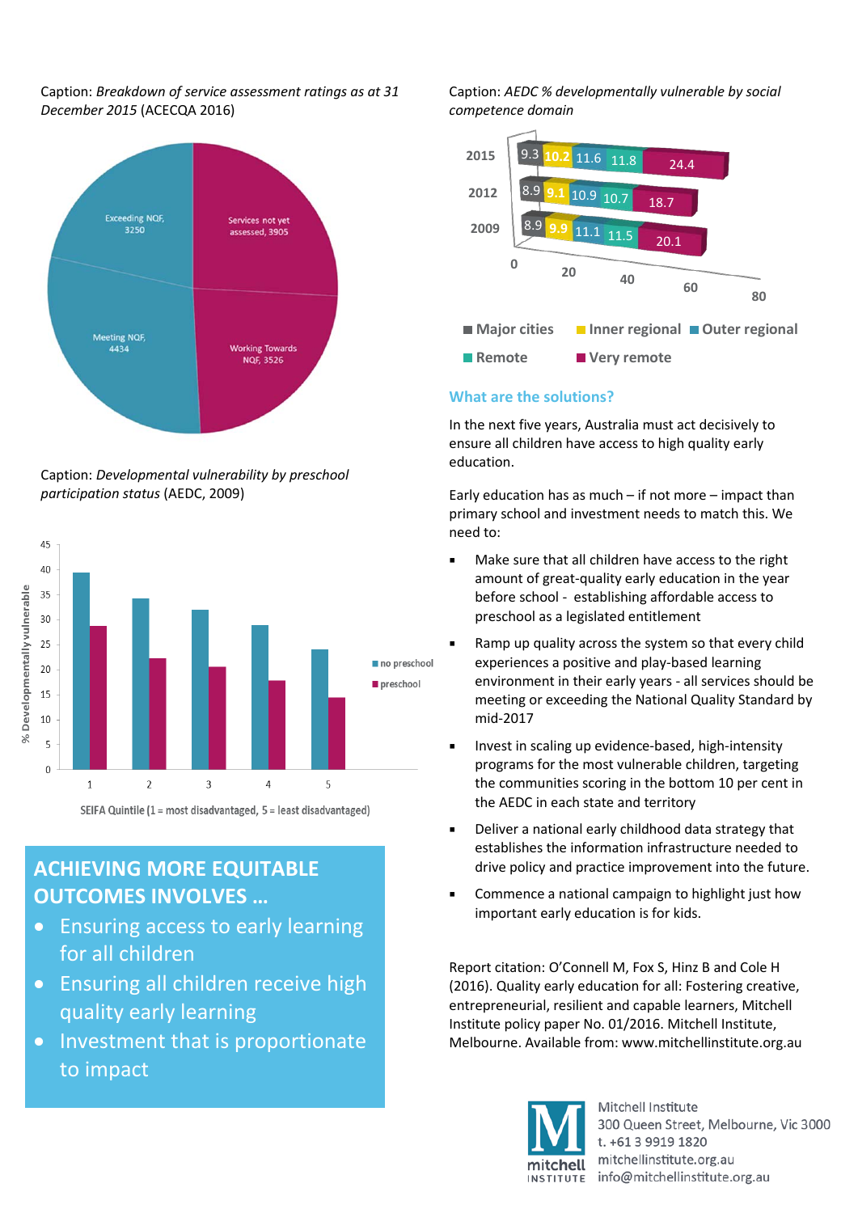Caption: *Breakdown of service assessment ratings as at 31 December 2015* (ACECQA 2016)

Exceeding NQF, 3250

Services not yet assessed, 3905

Meeting NQF, 4434

Working Towards NQF, 3526

Caption: *Developmental vulnerability by preschool participation status* (AEDC, 2009)

% Developmentally vulnerable

45
40
35
30
25
20
15
10
5
0

1 2 3 4 5

no preschool
preschool

SEIFA Quintile (1 = most disadvantaged, 5 = least disadvantaged)

## ACHIEVING MORE EQUITABLE OUTCOMES INVOLVES …

- Ensuring access to early learning for all children
- Ensuring all children receive high quality early learning
- Investment that is proportionate to impact

Caption: *AEDC % developmentally vulnerable by social competence domain*

2015: 9.3 10.2 11.6 11.8 24.4

2012: 8.9 9.1 10.9 10.7 18.7

2009: 8.9 9.9 11.1 11.5 20.1

0 20 40 60 80

Major cities
Inner regional
Outer regional
Remote
Very remote

### What are the solutions?

In the next five years, Australia must act decisively to ensure all children have access to high quality early education.

Early education has as much – if not more – impact than primary school and investment needs to match this. We need to:

- Make sure that all children have access to the right amount of great-quality early education in the year before school - establishing affordable access to preschool as a legislated entitlement
- Ramp up quality across the system so that every child experiences a positive and play-based learning environment in their early years - all services should be meeting or exceeding the National Quality Standard by mid-2017
- Invest in scaling up evidence-based, high-intensity programs for the most vulnerable children, targeting the communities scoring in the bottom 10 per cent in the AEDC in each state and territory
- Deliver a national early childhood data strategy that establishes the information infrastructure needed to drive policy and practice improvement into the future.
- Commence a national campaign to highlight just how important early education is for kids.

Report citation: O'Connell M, Fox S, Hinz B and Cole H (2016). Quality early education for all: Fostering creative, entrepreneurial, resilient and capable learners, Mitchell Institute policy paper No. 01/2016. Mitchell Institute, Melbourne. Available from: www.mitchellinstitute.org.au

Mitchell Institute
300 Queen Street, Melbourne, Vic 3000
t. +61 3 9919 1820
mitchellinstitute.org.au
info@mitchellinstitute.org.au